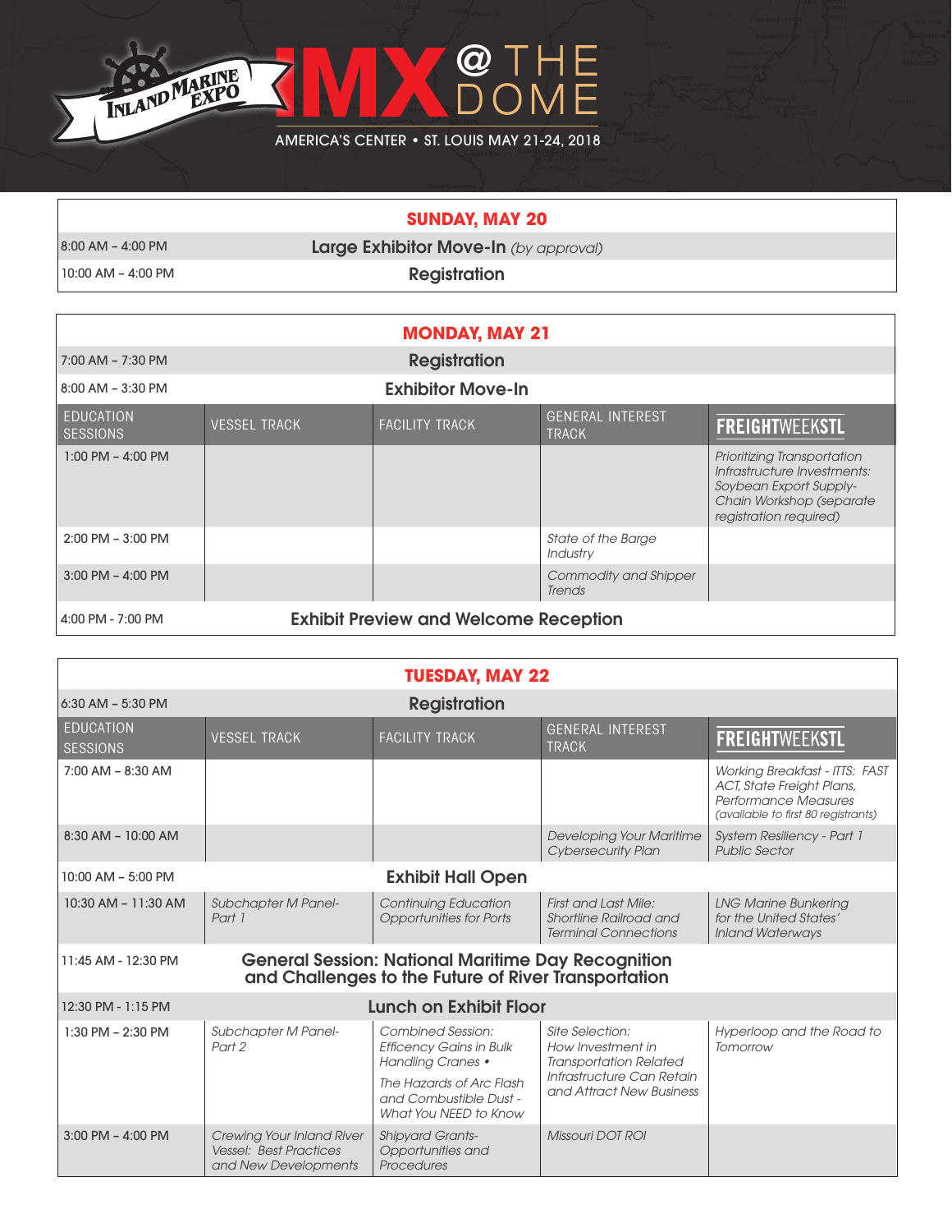# INLAND MARINE EXPO — IMX @ THE DOME

AMERICA'S CENTER • ST. LOUIS MAY 21-24, 2018

## SUNDAY, MAY 20

| | |
|---|---|
| 8:00 AM – 4:00 PM | **Large Exhibitor Move-In** *(by approval)* |
| 10:00 AM – 4:00 PM | **Registration** |

## MONDAY, MAY 21

| | | | | |
|---|---|---|---|---|
| 7:00 AM – 7:30 PM | **Registration** | | | |
| 8:00 AM – 3:30 PM | **Exhibitor Move-In** | | | |
| EDUCATION SESSIONS | VESSEL TRACK | FACILITY TRACK | GENERAL INTEREST TRACK | FREIGHTWEEKSTL |
| 1:00 PM – 4:00 PM | | | | *Prioritizing Transportation Infrastructure Investments: Soybean Export Supply-Chain Workshop (separate registration required)* |
| 2:00 PM – 3:00 PM | | | *State of the Barge Industry* | |
| 3:00 PM – 4:00 PM | | | *Commodity and Shipper Trends* | |
| 4:00 PM - 7:00 PM | **Exhibit Preview and Welcome Reception** | | | |

## TUESDAY, MAY 22

| | | | | |
|---|---|---|---|---|
| 6:30 AM – 5:30 PM | **Registration** | | | |
| EDUCATION SESSIONS | VESSEL TRACK | FACILITY TRACK | GENERAL INTEREST TRACK | FREIGHTWEEKSTL |
| 7:00 AM – 8:30 AM | | | | *Working Breakfast - ITTS: FAST ACT, State Freight Plans, Performance Measures (available to first 80 registrants)* |
| 8:30 AM – 10:00 AM | | | *Developing Your Maritime Cybersecurity Plan* | *System Resiliency - Part 1 Public Sector* |
| 10:00 AM – 5:00 PM | **Exhibit Hall Open** | | | |
| 10:30 AM – 11:30 AM | *Subchapter M Panel-Part 1* | *Continuing Education Opportunities for Ports* | *First and Last Mile: Shortline Railroad and Terminal Connections* | *LNG Marine Bunkering for the United States' Inland Waterways* |
| 11:45 AM - 12:30 PM | **General Session: National Maritime Day Recognition and Challenges to the Future of River Transportation** | | | |
| 12:30 PM - 1:15 PM | **Lunch on Exhibit Floor** | | | |
| 1:30 PM – 2:30 PM | *Subchapter M Panel-Part 2* | *Combined Session: Efficency Gains in Bulk Handling Cranes •* *The Hazards of Arc Flash and Combustible Dust - What You NEED to Know* | *Site Selection: How Investment in Transportation Related Infrastructure Can Retain and Attract New Business* | *Hyperloop and the Road to Tomorrow* |
| 3:00 PM – 4:00 PM | *Crewing Your Inland River Vessel: Best Practices and New Developments* | *Shipyard Grants-Opportunities and Procedures* | *Missouri DOT ROI* | |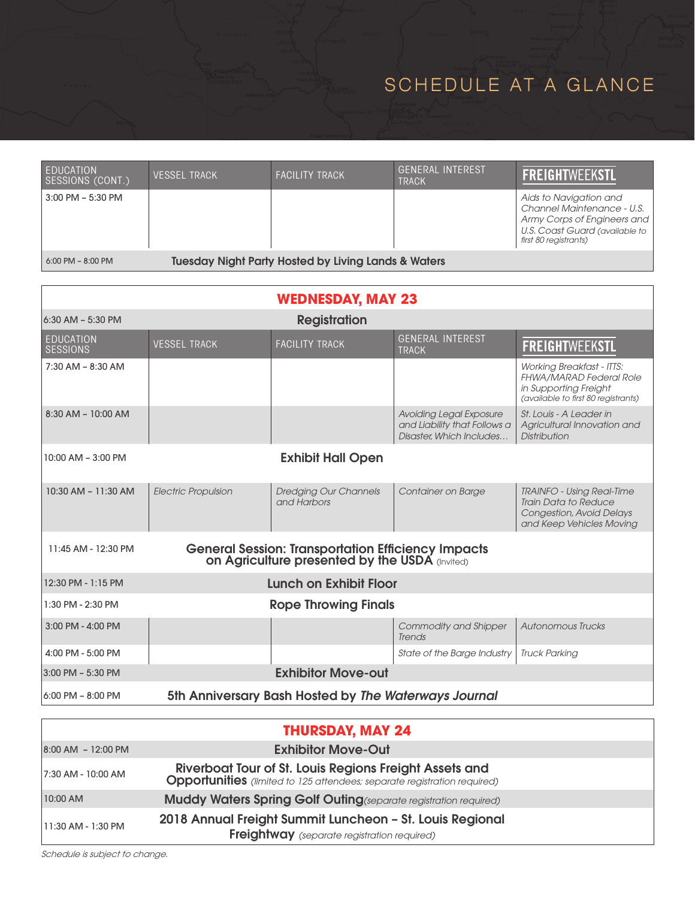# SCHEDULE AT A GLANCE

| EDUCATION SESSIONS (CONT.) | VESSEL TRACK | FACILITY TRACK | GENERAL INTEREST TRACK | FREIGHTWEEKSTL |
|---|---|---|---|---|
| 3:00 PM – 5:30 PM | | | | *Aids to Navigation and Channel Maintenance - U.S. Army Corps of Engineers and U.S. Coast Guard (available to first 80 registrants)* |
| 6:00 PM – 8:00 PM | **Tuesday Night Party Hosted by Living Lands & Waters** | | | |

## WEDNESDAY, MAY 23

| | | | | |
|---|---|---|---|---|
| 6:30 AM – 5:30 PM | **Registration** | | | |
| EDUCATION SESSIONS | VESSEL TRACK | FACILITY TRACK | GENERAL INTEREST TRACK | FREIGHTWEEKSTL |
| 7:30 AM – 8:30 AM | | | | *Working Breakfast - ITTS: FHWA/MARAD Federal Role in Supporting Freight (available to first 80 registrants)* |
| 8:30 AM – 10:00 AM | | | *Avoiding Legal Exposure and Liability that Follows a Disaster, Which Includes...* | *St. Louis - A Leader in Agricultural Innovation and Distribution* |
| 10:00 AM – 3:00 PM | **Exhibit Hall Open** | | | |
| 10:30 AM – 11:30 AM | *Electric Propulsion* | *Dredging Our Channels and Harbors* | *Container on Barge* | *TRAINFO - Using Real-Time Train Data to Reduce Congestion, Avoid Delays and Keep Vehicles Moving* |
| 11:45 AM - 12:30 PM | **General Session: Transportation Efficiency Impacts on Agriculture presented by the USDA** (Invited) | | | |
| 12:30 PM - 1:15 PM | **Lunch on Exhibit Floor** | | | |
| 1:30 PM - 2:30 PM | **Rope Throwing Finals** | | | |
| 3:00 PM - 4:00 PM | | | *Commodity and Shipper Trends* | *Autonomous Trucks* |
| 4:00 PM - 5:00 PM | | | *State of the Barge Industry* | *Truck Parking* |
| 3:00 PM – 5:30 PM | **Exhibitor Move-out** | | | |
| 6:00 PM – 8:00 PM | **5th Anniversary Bash Hosted by *The Waterways Journal*** | | | |

## THURSDAY, MAY 24

| | |
|---|---|
| 8:00 AM – 12:00 PM | **Exhibitor Move-Out** |
| 7:30 AM - 10:00 AM | **Riverboat Tour of St. Louis Regions Freight Assets and Opportunities** *(limited to 125 attendees; separate registration required)* |
| 10:00 AM | **Muddy Waters Spring Golf Outing** *(separate registration required)* |
| 11:30 AM - 1:30 PM | **2018 Annual Freight Summit Luncheon – St. Louis Regional Freightway** *(separate registration required)* |

*Schedule is subject to change.*